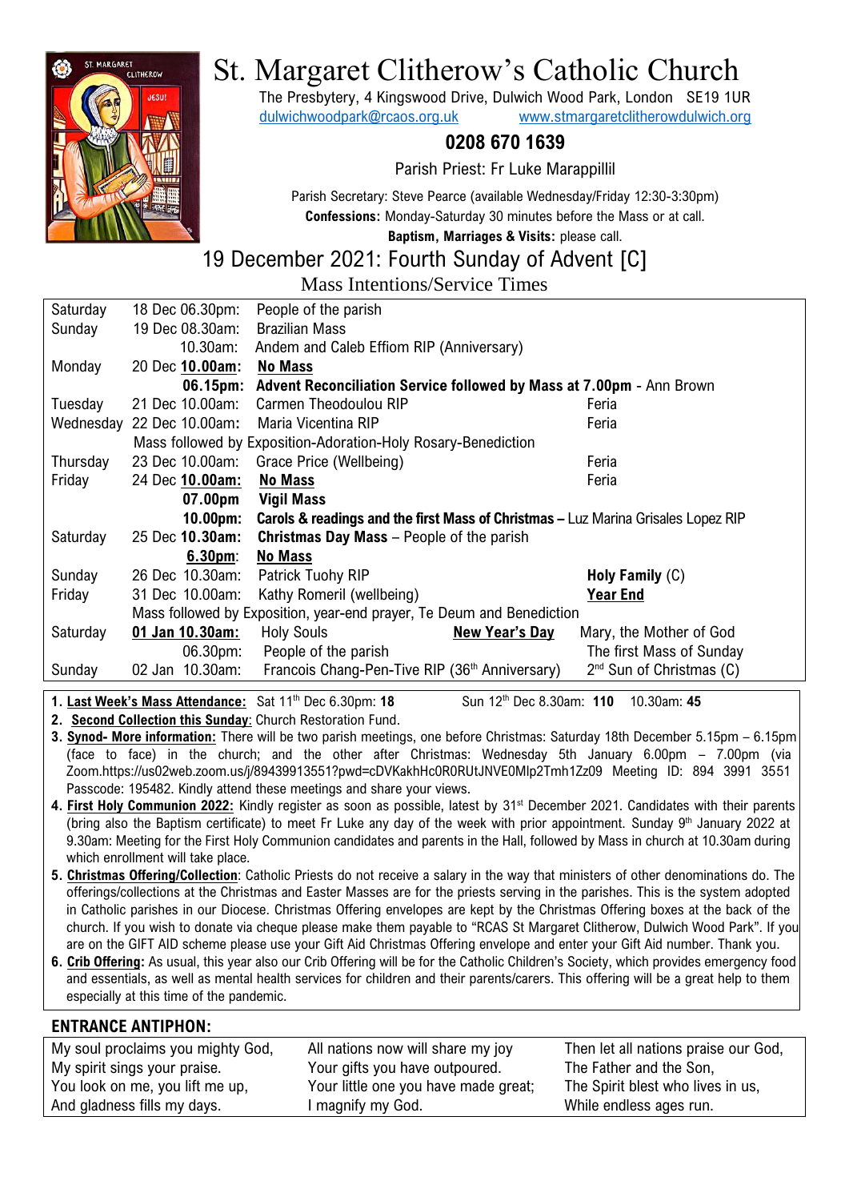# St. Margaret Clitherow's Catholic Church

The Presbytery, 4 Kingswood Drive, Dulwich Wood Park, London SE19 1UR
dulwichwoodpark@rcaos.org.uk www.stmargaretclitherowdulwich.org

**0208 670 1639**

Parish Priest: Fr Luke Marappillil

Parish Secretary: Steve Pearce (available Wednesday/Friday 12:30-3:30pm)
**Confessions:** Monday-Saturday 30 minutes before the Mass or at call.
**Baptism, Marriages & Visits:** please call.

## 19 December 2021: Fourth Sunday of Advent [C]

### Mass Intentions/Service Times

| | | | |
|---|---|---|---|
| Saturday | 18 Dec 06.30pm: | People of the parish | |
| Sunday | 19 Dec 08.30am: | Brazilian Mass | |
| | 10.30am: | Andem and Caleb Effiom RIP (Anniversary) | |
| Monday | 20 Dec **10.00am:** | **No Mass** | |
| | **06.15pm:** | **Advent Reconciliation Service followed by Mass at 7.00pm** - Ann Brown | |
| Tuesday | 21 Dec 10.00am: | Carmen Theodoulou RIP | Feria |
| Wednesday | 22 Dec 10.00am: | Maria Vicentina RIP | Feria |
| | Mass followed by Exposition-Adoration-Holy Rosary-Benediction | | |
| Thursday | 23 Dec 10.00am: | Grace Price (Wellbeing) | Feria |
| Friday | 24 Dec **10.00am:** | **No Mass** | Feria |
| | **07.00pm** | **Vigil Mass** | |
| | **10.00pm:** | **Carols & readings and the first Mass of Christmas –** Luz Marina Grisales Lopez RIP | |
| Saturday | 25 Dec **10.30am:** | **Christmas Day Mass** – People of the parish | |
| | **6.30pm**: | **No Mass** | |
| Sunday | 26 Dec 10.30am: | Patrick Tuohy RIP | **Holy Family** (C) |
| Friday | 31 Dec 10.00am: | Kathy Romeril (wellbeing) | **Year End** |
| | Mass followed by Exposition, year-end prayer, Te Deum and Benediction | | |
| Saturday | **01 Jan 10.30am:** | Holy Souls **New Year's Day** | Mary, the Mother of God |
| | 06.30pm: | People of the parish | The first Mass of Sunday |
| Sunday | 02 Jan 10.30am: | Francois Chang-Pen-Tive RIP (36th Anniversary) | 2nd Sun of Christmas (C) |

1. **Last Week's Mass Attendance:** Sat 11th Dec 6.30pm: **18** Sun 12th Dec 8.30am: **110** 10.30am: **45**
2. **Second Collection this Sunday**: Church Restoration Fund.
3. **Synod- More information:** There will be two parish meetings, one before Christmas: Saturday 18th December 5.15pm – 6.15pm (face to face) in the church; and the other after Christmas: Wednesday 5th January 6.00pm – 7.00pm (via Zoom.https://us02web.zoom.us/j/89439913551?pwd=cDVKakhHc0R0RUtJNVE0MIp2Tmh1Zz09 Meeting ID: 894 3991 3551 Passcode: 195482. Kindly attend these meetings and share your views.
4. **First Holy Communion 2022:** Kindly register as soon as possible, latest by 31st December 2021. Candidates with their parents (bring also the Baptism certificate) to meet Fr Luke any day of the week with prior appointment. Sunday 9th January 2022 at 9.30am: Meeting for the First Holy Communion candidates and parents in the Hall, followed by Mass in church at 10.30am during which enrollment will take place.
5. **Christmas Offering/Collection**: Catholic Priests do not receive a salary in the way that ministers of other denominations do. The offerings/collections at the Christmas and Easter Masses are for the priests serving in the parishes. This is the system adopted in Catholic parishes in our Diocese. Christmas Offering envelopes are kept by the Christmas Offering boxes at the back of the church. If you wish to donate via cheque please make them payable to "RCAS St Margaret Clitherow, Dulwich Wood Park". If you are on the GIFT AID scheme please use your Gift Aid Christmas Offering envelope and enter your Gift Aid number. Thank you.
6. **Crib Offering**: As usual, this year also our Crib Offering will be for the Catholic Children's Society, which provides emergency food and essentials, as well as mental health services for children and their parents/carers. This offering will be a great help to them especially at this time of the pandemic.

### ENTRANCE ANTIPHON:

My soul proclaims you mighty God,
My spirit sings your praise.
You look on me, you lift me up,
And gladness fills my days.

All nations now will share my joy
Your gifts you have outpoured.
Your little one you have made great;
I magnify my God.

Then let all nations praise our God,
The Father and the Son,
The Spirit blest who lives in us,
While endless ages run.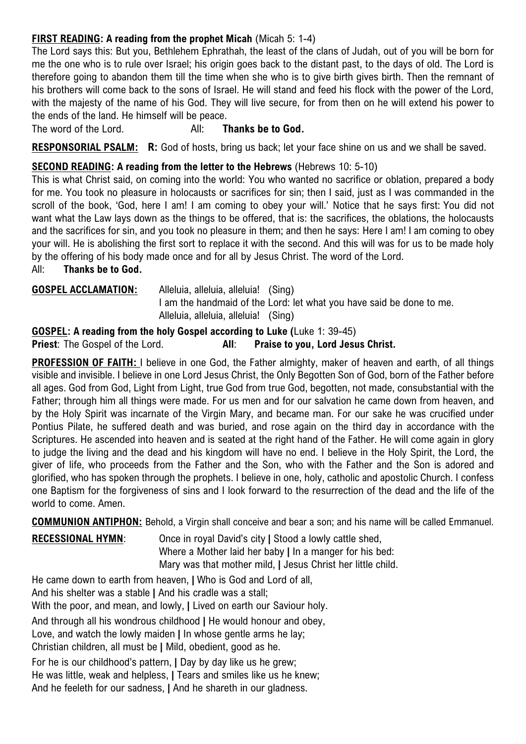**FIRST READING: A reading from the prophet Micah** (Micah 5: 1-4)

The Lord says this: But you, Bethlehem Ephrathah, the least of the clans of Judah, out of you will be born for me the one who is to rule over Israel; his origin goes back to the distant past, to the days of old. The Lord is therefore going to abandon them till the time when she who is to give birth gives birth. Then the remnant of his brothers will come back to the sons of Israel. He will stand and feed his flock with the power of the Lord, with the majesty of the name of his God. They will live secure, for from then on he will extend his power to the ends of the land. He himself will be peace.

The word of the Lord. All: **Thanks be to God.**

**RESPONSORIAL PSALM: R:** God of hosts, bring us back; let your face shine on us and we shall be saved.

**SECOND READING: A reading from the letter to the Hebrews** (Hebrews 10: 5-10)

This is what Christ said, on coming into the world: You who wanted no sacrifice or oblation, prepared a body for me. You took no pleasure in holocausts or sacrifices for sin; then I said, just as I was commanded in the scroll of the book, 'God, here I am! I am coming to obey your will.' Notice that he says first: You did not want what the Law lays down as the things to be offered, that is: the sacrifices, the oblations, the holocausts and the sacrifices for sin, and you took no pleasure in them; and then he says: Here I am! I am coming to obey your will. He is abolishing the first sort to replace it with the second. And this will was for us to be made holy by the offering of his body made once and for all by Jesus Christ. The word of the Lord.

All: **Thanks be to God.**

**GOSPEL ACCLAMATION:** Alleluia, alleluia, alleluia! (Sing)
I am the handmaid of the Lord: let what you have said be done to me.
Alleluia, alleluia, alleluia! (Sing)

**GOSPEL: A reading from the holy Gospel according to Luke (**Luke 1: 39-45)

**Priest**: The Gospel of the Lord. **All**: **Praise to you, Lord Jesus Christ.**

**PROFESSION OF FAITH:** I believe in one God, the Father almighty, maker of heaven and earth, of all things visible and invisible. I believe in one Lord Jesus Christ, the Only Begotten Son of God, born of the Father before all ages. God from God, Light from Light, true God from true God, begotten, not made, consubstantial with the Father; through him all things were made. For us men and for our salvation he came down from heaven, and by the Holy Spirit was incarnate of the Virgin Mary, and became man. For our sake he was crucified under Pontius Pilate, he suffered death and was buried, and rose again on the third day in accordance with the Scriptures. He ascended into heaven and is seated at the right hand of the Father. He will come again in glory to judge the living and the dead and his kingdom will have no end. I believe in the Holy Spirit, the Lord, the giver of life, who proceeds from the Father and the Son, who with the Father and the Son is adored and glorified, who has spoken through the prophets. I believe in one, holy, catholic and apostolic Church. I confess one Baptism for the forgiveness of sins and I look forward to the resurrection of the dead and the life of the world to come. Amen.

**COMMUNION ANTIPHON:** Behold, a Virgin shall conceive and bear a son; and his name will be called Emmanuel.

**RECESSIONAL HYMN**: Once in royal David's city **|** Stood a lowly cattle shed,
Where a Mother laid her baby **|** In a manger for his bed:
Mary was that mother mild, **|** Jesus Christ her little child.

He came down to earth from heaven, **|** Who is God and Lord of all,
And his shelter was a stable **|** And his cradle was a stall;
With the poor, and mean, and lowly, **|** Lived on earth our Saviour holy.

And through all his wondrous childhood **|** He would honour and obey,
Love, and watch the lowly maiden **|** In whose gentle arms he lay;
Christian children, all must be **|** Mild, obedient, good as he.

For he is our childhood's pattern, **|** Day by day like us he grew;
He was little, weak and helpless, **|** Tears and smiles like us he knew;
And he feeleth for our sadness, **|** And he shareth in our gladness.